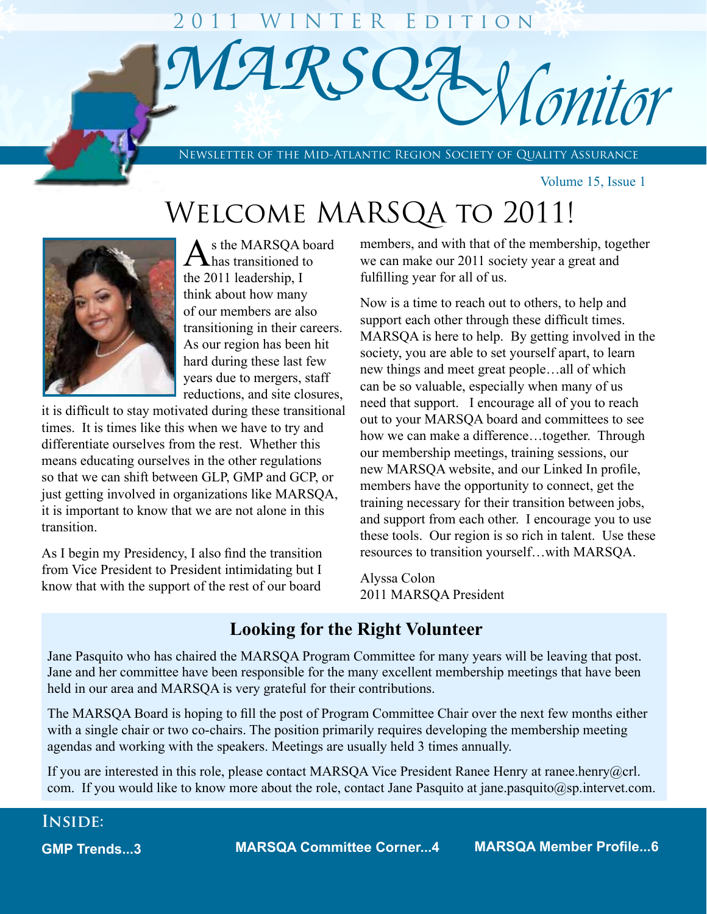2011 Winter Edition

# MARSQA Monitor

Newsletter of the Mid-Atlantic Region Society of Quality Assurance

Volume 15, Issue 1

## Welcome MARSQA to 2011!

As the MARSQA board has transitioned to the 2011 leadership, I think about how many of our members are also transitioning in their careers. As our region has been hit hard during these last few years due to mergers, staff reductions, and site closures, it is difficult to stay motivated during these transitional times. It is times like this when we have to try and differentiate ourselves from the rest. Whether this means educating ourselves in the other regulations so that we can shift between GLP, GMP and GCP, or just getting involved in organizations like MARSQA, it is important to know that we are not alone in this transition.

As I begin my Presidency, I also find the transition from Vice President to President intimidating but I know that with the support of the rest of our board members, and with that of the membership, together we can make our 2011 society year a great and fulfilling year for all of us.

Now is a time to reach out to others, to help and support each other through these difficult times. MARSQA is here to help. By getting involved in the society, you are able to set yourself apart, to learn new things and meet great people…all of which can be so valuable, especially when many of us need that support. I encourage all of you to reach out to your MARSQA board and committees to see how we can make a difference…together. Through our membership meetings, training sessions, our new MARSQA website, and our Linked In profile, members have the opportunity to connect, get the training necessary for their transition between jobs, and support from each other. I encourage you to use these tools. Our region is so rich in talent. Use these resources to transition yourself…with MARSQA.

Alyssa Colon
2011 MARSQA President

### Looking for the Right Volunteer

Jane Pasquito who has chaired the MARSQA Program Committee for many years will be leaving that post. Jane and her committee have been responsible for the many excellent membership meetings that have been held in our area and MARSQA is very grateful for their contributions.

The MARSQA Board is hoping to fill the post of Program Committee Chair over the next few months either with a single chair or two co-chairs. The position primarily requires developing the membership meeting agendas and working with the speakers. Meetings are usually held 3 times annually.

If you are interested in this role, please contact MARSQA Vice President Ranee Henry at ranee.henry@crl.com. If you would like to know more about the role, contact Jane Pasquito at jane.pasquito@sp.intervet.com.

**Inside:**

**GMP Trends...3**

**MARSQA Committee Corner...4**

**MARSQA Member Profile...6**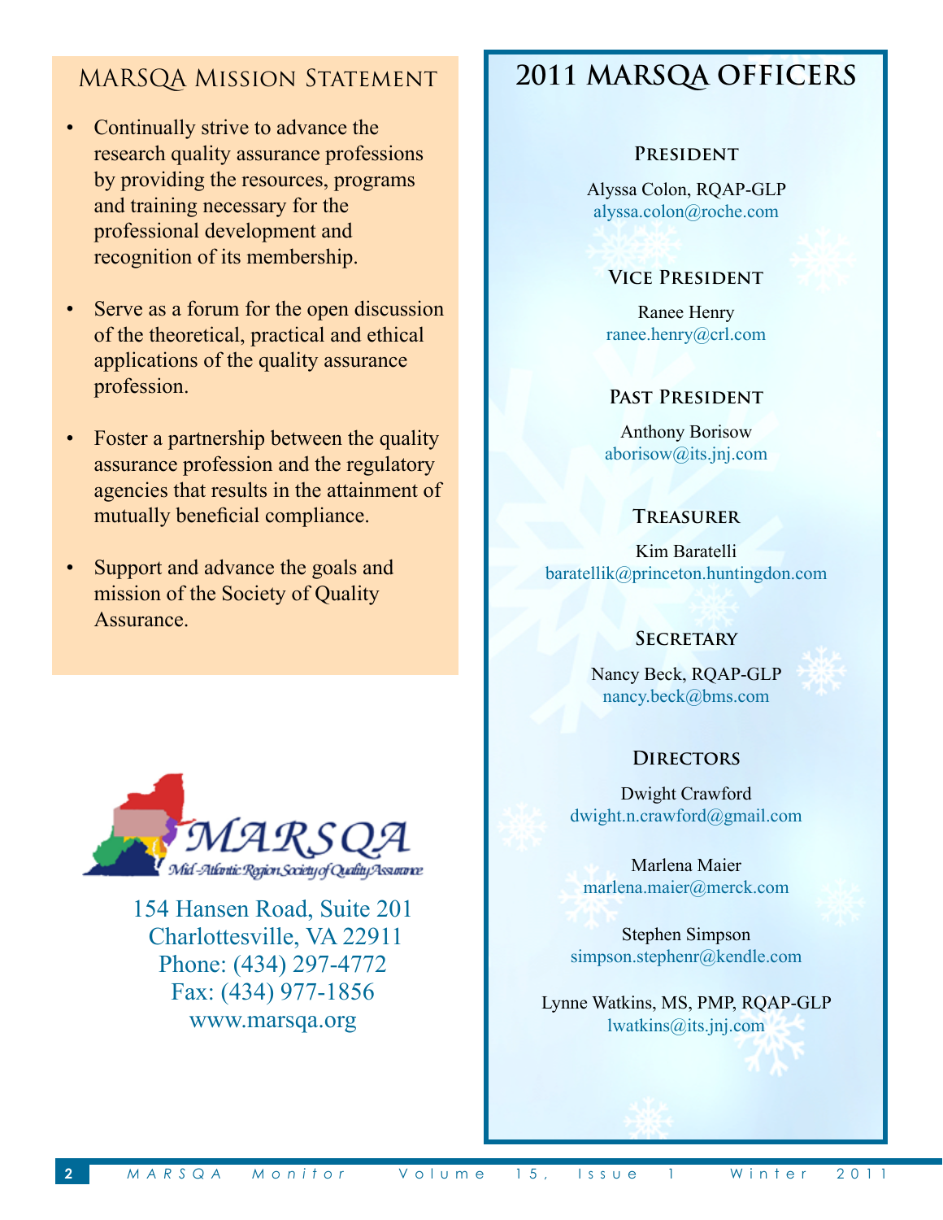## MARSQA Mission Statement

- Continually strive to advance the research quality assurance professions by providing the resources, programs and training necessary for the professional development and recognition of its membership.
- Serve as a forum for the open discussion of the theoretical, practical and ethical applications of the quality assurance profession.
- Foster a partnership between the quality assurance profession and the regulatory agencies that results in the attainment of mutually beneficial compliance.
- Support and advance the goals and mission of the Society of Quality Assurance.

MARSQA
Mid-Atlantic Region Society of Quality Assurance

154 Hansen Road, Suite 201
Charlottesville, VA 22911
Phone: (434) 297-4772
Fax: (434) 977-1856
www.marsqa.org

## 2011 MARSQA Officers

### President

Alyssa Colon, RQAP-GLP
alyssa.colon@roche.com

### Vice President

Ranee Henry
ranee.henry@crl.com

### Past President

Anthony Borisow
aborisow@its.jnj.com

### Treasurer

Kim Baratelli
baratellik@princeton.huntingdon.com

### Secretary

Nancy Beck, RQAP-GLP
nancy.beck@bms.com

### Directors

Dwight Crawford
dwight.n.crawford@gmail.com

Marlena Maier
marlena.maier@merck.com

Stephen Simpson
simpson.stephenr@kendle.com

Lynne Watkins, MS, PMP, RQAP-GLP
lwatkins@its.jnj.com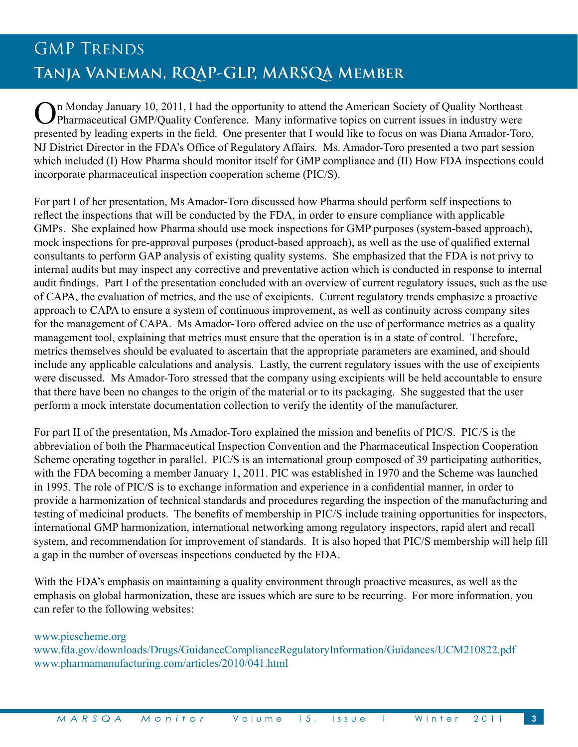# GMP Trends

## Tanja Vaneman, RQAP-GLP, MARSQA Member

On Monday January 10, 2011, I had the opportunity to attend the American Society of Quality Northeast Pharmaceutical GMP/Quality Conference. Many informative topics on current issues in industry were presented by leading experts in the field. One presenter that I would like to focus on was Diana Amador-Toro, NJ District Director in the FDA's Office of Regulatory Affairs. Ms. Amador-Toro presented a two part session which included (I) How Pharma should monitor itself for GMP compliance and (II) How FDA inspections could incorporate pharmaceutical inspection cooperation scheme (PIC/S).

For part I of her presentation, Ms Amador-Toro discussed how Pharma should perform self inspections to reflect the inspections that will be conducted by the FDA, in order to ensure compliance with applicable GMPs. She explained how Pharma should use mock inspections for GMP purposes (system-based approach), mock inspections for pre-approval purposes (product-based approach), as well as the use of qualified external consultants to perform GAP analysis of existing quality systems. She emphasized that the FDA is not privy to internal audits but may inspect any corrective and preventative action which is conducted in response to internal audit findings. Part I of the presentation concluded with an overview of current regulatory issues, such as the use of CAPA, the evaluation of metrics, and the use of excipients. Current regulatory trends emphasize a proactive approach to CAPA to ensure a system of continuous improvement, as well as continuity across company sites for the management of CAPA. Ms Amador-Toro offered advice on the use of performance metrics as a quality management tool, explaining that metrics must ensure that the operation is in a state of control. Therefore, metrics themselves should be evaluated to ascertain that the appropriate parameters are examined, and should include any applicable calculations and analysis. Lastly, the current regulatory issues with the use of excipients were discussed. Ms Amador-Toro stressed that the company using excipients will be held accountable to ensure that there have been no changes to the origin of the material or to its packaging. She suggested that the user perform a mock interstate documentation collection to verify the identity of the manufacturer.

For part II of the presentation, Ms Amador-Toro explained the mission and benefits of PIC/S. PIC/S is the abbreviation of both the Pharmaceutical Inspection Convention and the Pharmaceutical Inspection Cooperation Scheme operating together in parallel. PIC/S is an international group composed of 39 participating authorities, with the FDA becoming a member January 1, 2011. PIC was established in 1970 and the Scheme was launched in 1995. The role of PIC/S is to exchange information and experience in a confidential manner, in order to provide a harmonization of technical standards and procedures regarding the inspection of the manufacturing and testing of medicinal products. The benefits of membership in PIC/S include training opportunities for inspectors, international GMP harmonization, international networking among regulatory inspectors, rapid alert and recall system, and recommendation for improvement of standards. It is also hoped that PIC/S membership will help fill a gap in the number of overseas inspections conducted by the FDA.

With the FDA's emphasis on maintaining a quality environment through proactive measures, as well as the emphasis on global harmonization, these are issues which are sure to be recurring. For more information, you can refer to the following websites:

www.picscheme.org
www.fda.gov/downloads/Drugs/GuidanceComplianceRegulatoryInformation/Guidances/UCM210822.pdf
www.pharmamanufacturing.com/articles/2010/041.html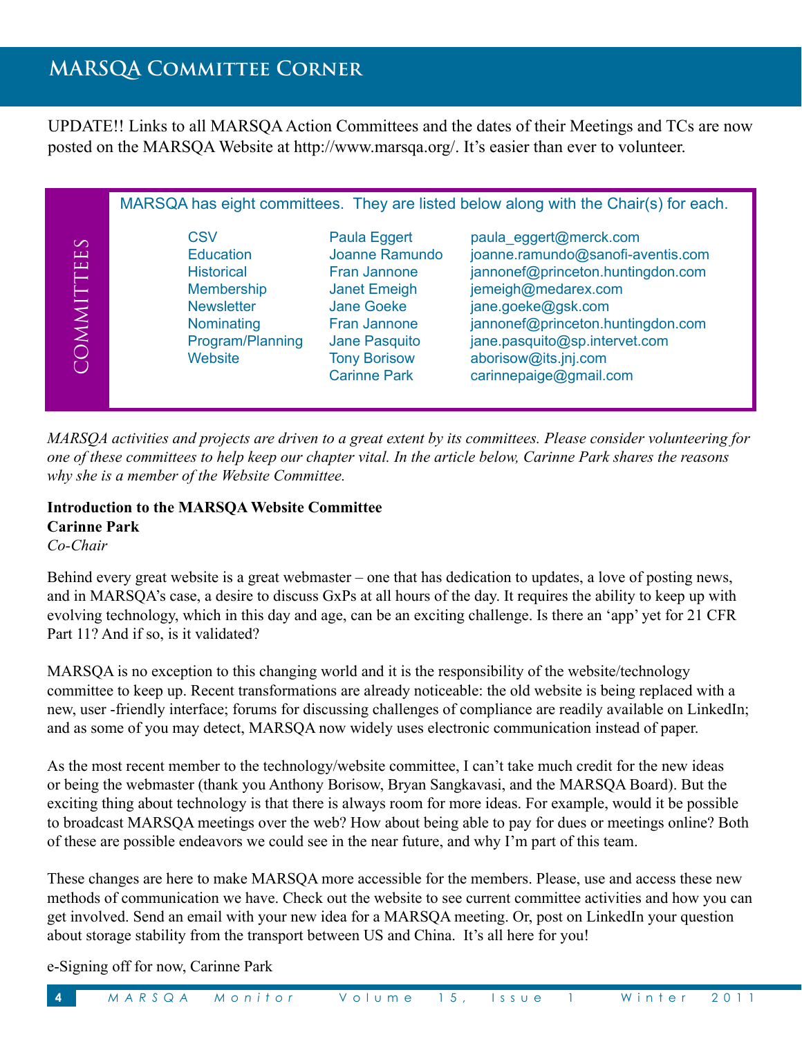# MARSQA Committee Corner

UPDATE!! Links to all MARSQA Action Committees and the dates of their Meetings and TCs are now posted on the MARSQA Website at http://www.marsqa.org/. It's easier than ever to volunteer.

## Committees

MARSQA has eight committees. They are listed below along with the Chair(s) for each.

| Committee | Chair | Email |
|---|---|---|
| CSV | Paula Eggert | paula_eggert@merck.com |
| Education | Joanne Ramundo | joanne.ramundo@sanofi-aventis.com |
| Historical | Fran Jannone | jannonef@princeton.huntingdon.com |
| Membership | Janet Emeigh | jemeigh@medarex.com |
| Newsletter | Jane Goeke | jane.goeke@gsk.com |
| Nominating | Fran Jannone | jannonef@princeton.huntingdon.com |
| Program/Planning | Jane Pasquito | jane.pasquito@sp.intervet.com |
| Website | Tony Borisow | aborisow@its.jnj.com |
| | Carinne Park | carinnepaige@gmail.com |

*MARSQA activities and projects are driven to a great extent by its committees. Please consider volunteering for one of these committees to help keep our chapter vital. In the article below, Carinne Park shares the reasons why she is a member of the Website Committee.*

**Introduction to the MARSQA Website Committee**
**Carinne Park**
*Co-Chair*

Behind every great website is a great webmaster – one that has dedication to updates, a love of posting news, and in MARSQA's case, a desire to discuss GxPs at all hours of the day. It requires the ability to keep up with evolving technology, which in this day and age, can be an exciting challenge. Is there an 'app' yet for 21 CFR Part 11? And if so, is it validated?

MARSQA is no exception to this changing world and it is the responsibility of the website/technology committee to keep up. Recent transformations are already noticeable: the old website is being replaced with a new, user -friendly interface; forums for discussing challenges of compliance are readily available on LinkedIn; and as some of you may detect, MARSQA now widely uses electronic communication instead of paper.

As the most recent member to the technology/website committee, I can't take much credit for the new ideas or being the webmaster (thank you Anthony Borisow, Bryan Sangkavasi, and the MARSQA Board). But the exciting thing about technology is that there is always room for more ideas. For example, would it be possible to broadcast MARSQA meetings over the web? How about being able to pay for dues or meetings online? Both of these are possible endeavors we could see in the near future, and why I'm part of this team.

These changes are here to make MARSQA more accessible for the members. Please, use and access these new methods of communication we have. Check out the website to see current committee activities and how you can get involved. Send an email with your new idea for a MARSQA meeting. Or, post on LinkedIn your question about storage stability from the transport between US and China. It's all here for you!

e-Signing off for now, Carinne Park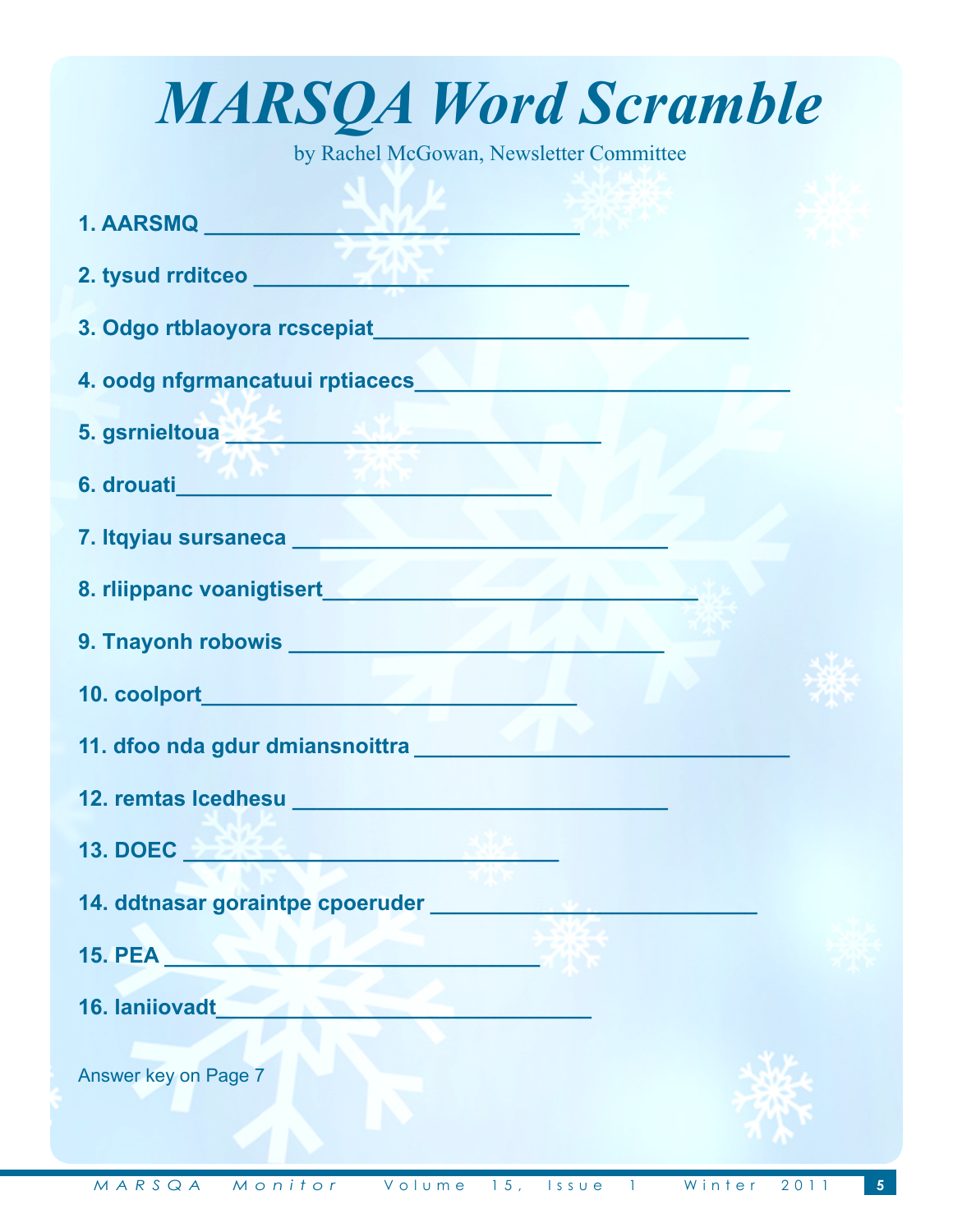# MARSQA Word Scramble

by Rachel McGowan, Newsletter Committee

1. AARSMQ ______________________________
2. tysud rrditceo ______________________________
3. Odgo rtblaoyora rcscepiat______________________________
4. oodg nfgrmancatuui rptiacecs______________________________
5. gsrnieltoua ______________________________
6. drouati______________________________
7. ltqyiau sursaneca ______________________________
8. rliippanc voanigtisert______________________________
9. Tnayonh robowis ______________________________
10. coolport______________________________
11. dfoo nda gdur dmiansnoittra ______________________________
12. remtas lcedhesu ______________________________
13. DOEC ______________________________
14. ddtnasar goraintpe cpoeruder __________________________
15. PEA ______________________________
16. laniiovadt______________________________

Answer key on Page 7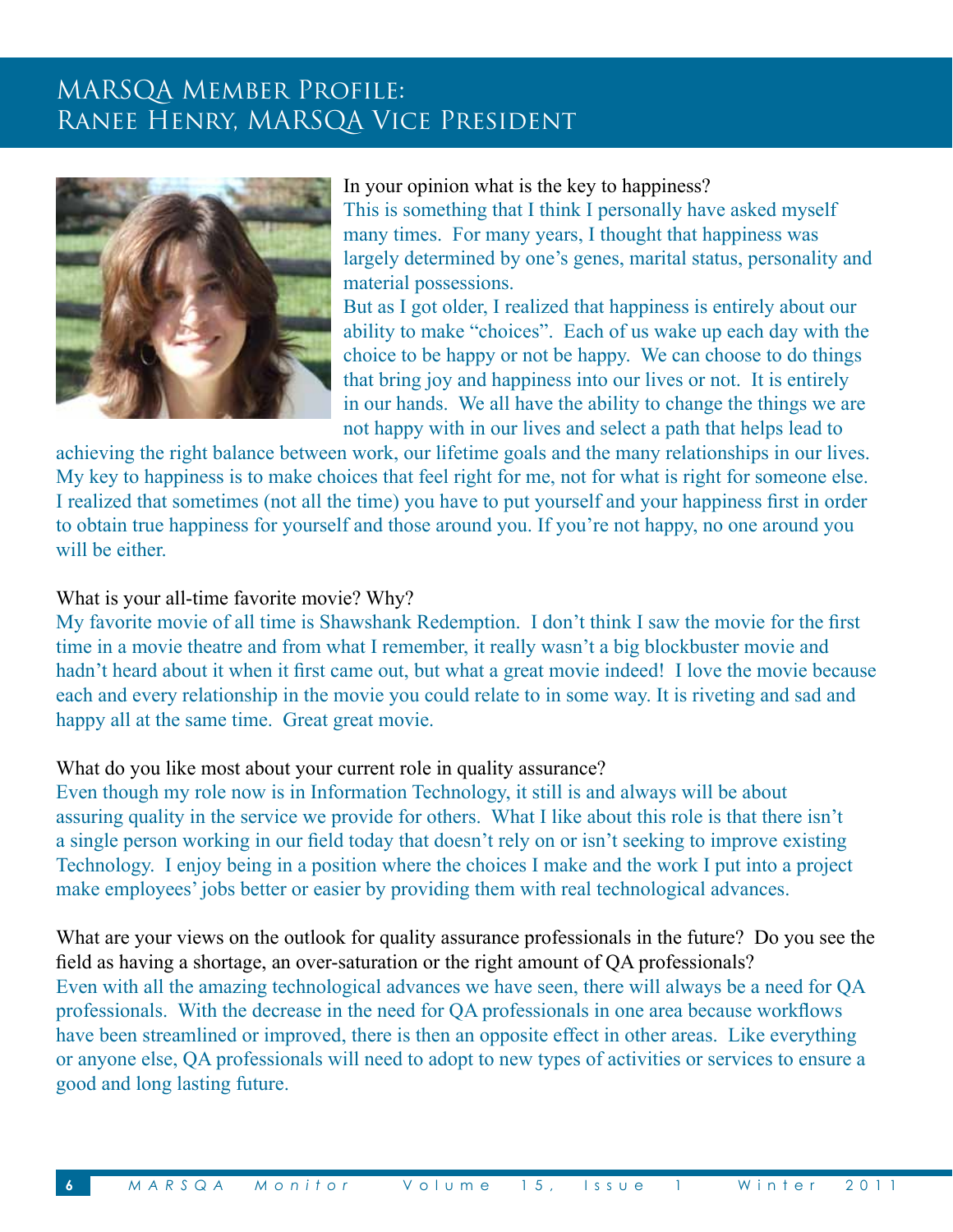# MARSQA Member Profile: Ranee Henry, MARSQA Vice President

In your opinion what is the key to happiness?

This is something that I think I personally have asked myself many times. For many years, I thought that happiness was largely determined by one's genes, marital status, personality and material possessions.

But as I got older, I realized that happiness is entirely about our ability to make "choices". Each of us wake up each day with the choice to be happy or not be happy. We can choose to do things that bring joy and happiness into our lives or not. It is entirely in our hands. We all have the ability to change the things we are not happy with in our lives and select a path that helps lead to achieving the right balance between work, our lifetime goals and the many relationships in our lives. My key to happiness is to make choices that feel right for me, not for what is right for someone else. I realized that sometimes (not all the time) you have to put yourself and your happiness first in order to obtain true happiness for yourself and those around you. If you're not happy, no one around you will be either.

What is your all-time favorite movie? Why?

My favorite movie of all time is Shawshank Redemption. I don't think I saw the movie for the first time in a movie theatre and from what I remember, it really wasn't a big blockbuster movie and hadn't heard about it when it first came out, but what a great movie indeed! I love the movie because each and every relationship in the movie you could relate to in some way. It is riveting and sad and happy all at the same time. Great great movie.

What do you like most about your current role in quality assurance?

Even though my role now is in Information Technology, it still is and always will be about assuring quality in the service we provide for others. What I like about this role is that there isn't a single person working in our field today that doesn't rely on or isn't seeking to improve existing Technology. I enjoy being in a position where the choices I make and the work I put into a project make employees' jobs better or easier by providing them with real technological advances.

What are your views on the outlook for quality assurance professionals in the future? Do you see the field as having a shortage, an over-saturation or the right amount of QA professionals?

Even with all the amazing technological advances we have seen, there will always be a need for QA professionals. With the decrease in the need for QA professionals in one area because workflows have been streamlined or improved, there is then an opposite effect in other areas. Like everything or anyone else, QA professionals will need to adopt to new types of activities or services to ensure a good and long lasting future.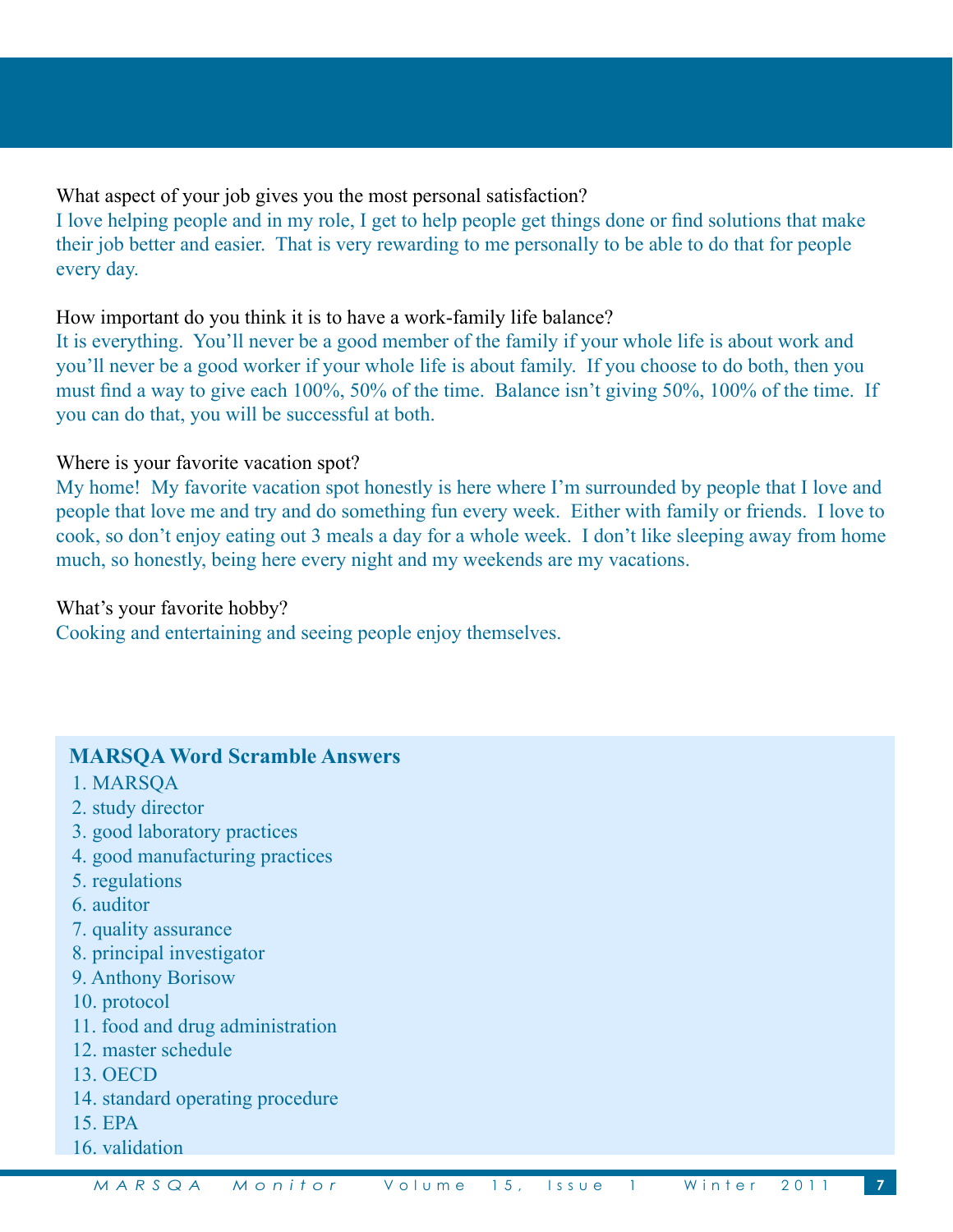What aspect of your job gives you the most personal satisfaction?

I love helping people and in my role, I get to help people get things done or find solutions that make their job better and easier. That is very rewarding to me personally to be able to do that for people every day.

How important do you think it is to have a work-family life balance?

It is everything. You'll never be a good member of the family if your whole life is about work and you'll never be a good worker if your whole life is about family. If you choose to do both, then you must find a way to give each 100%, 50% of the time. Balance isn't giving 50%, 100% of the time. If you can do that, you will be successful at both.

Where is your favorite vacation spot?

My home! My favorite vacation spot honestly is here where I'm surrounded by people that I love and people that love me and try and do something fun every week. Either with family or friends. I love to cook, so don't enjoy eating out 3 meals a day for a whole week. I don't like sleeping away from home much, so honestly, being here every night and my weekends are my vacations.

What's your favorite hobby?

Cooking and entertaining and seeing people enjoy themselves.

## MARSQA Word Scramble Answers

1. MARSQA
2. study director
3. good laboratory practices
4. good manufacturing practices
5. regulations
6. auditor
7. quality assurance
8. principal investigator
9. Anthony Borisow
10. protocol
11. food and drug administration
12. master schedule
13. OECD
14. standard operating procedure
15. EPA
16. validation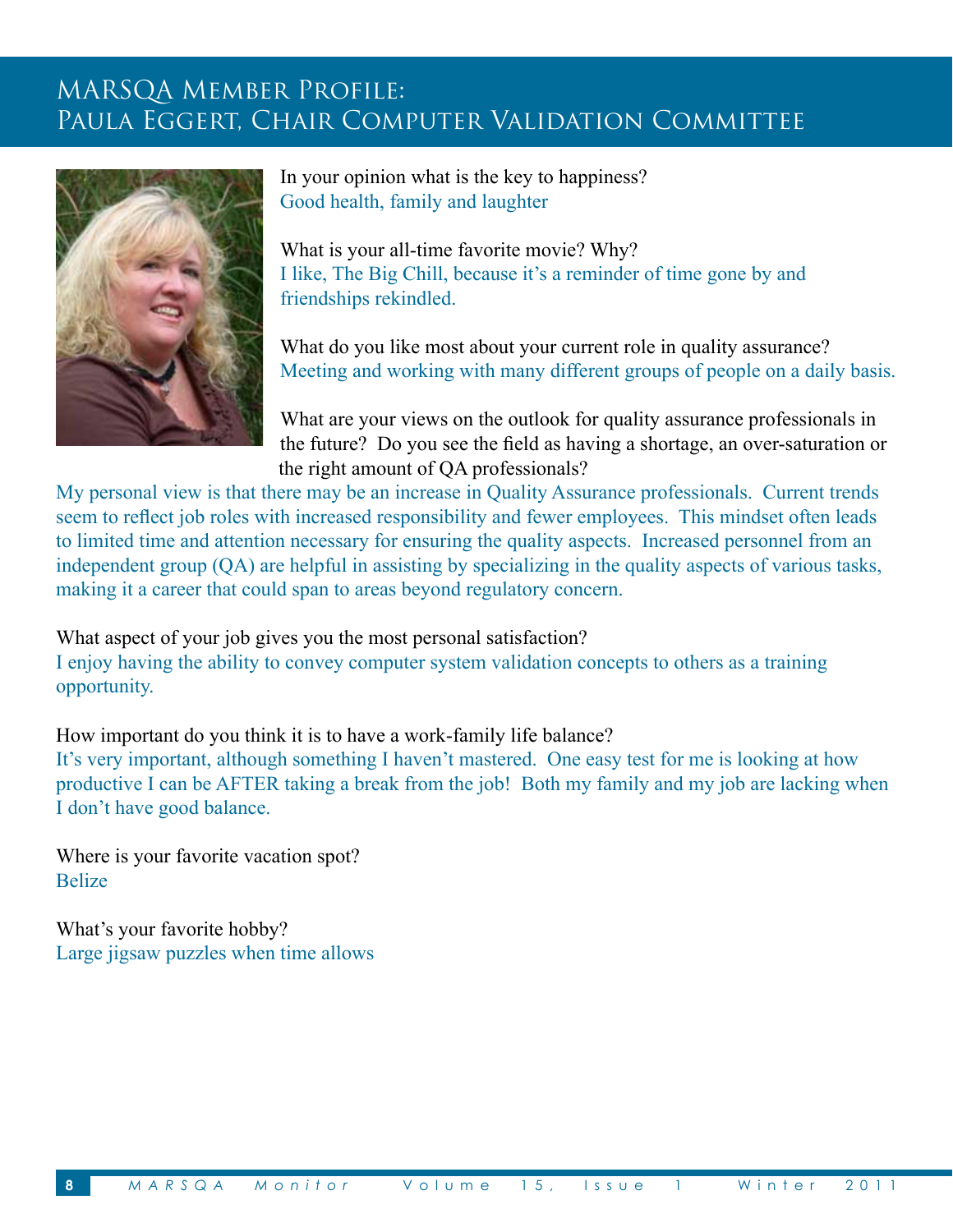# MARSQA Member Profile: Paula Eggert, Chair Computer Validation Committee

In your opinion what is the key to happiness?
Good health, family and laughter

What is your all-time favorite movie? Why?
I like, The Big Chill, because it's a reminder of time gone by and friendships rekindled.

What do you like most about your current role in quality assurance?
Meeting and working with many different groups of people on a daily basis.

What are your views on the outlook for quality assurance professionals in the future? Do you see the field as having a shortage, an over-saturation or the right amount of QA professionals?
My personal view is that there may be an increase in Quality Assurance professionals. Current trends seem to reflect job roles with increased responsibility and fewer employees. This mindset often leads to limited time and attention necessary for ensuring the quality aspects. Increased personnel from an independent group (QA) are helpful in assisting by specializing in the quality aspects of various tasks, making it a career that could span to areas beyond regulatory concern.

What aspect of your job gives you the most personal satisfaction?
I enjoy having the ability to convey computer system validation concepts to others as a training opportunity.

How important do you think it is to have a work-family life balance?
It's very important, although something I haven't mastered. One easy test for me is looking at how productive I can be AFTER taking a break from the job! Both my family and my job are lacking when I don't have good balance.

Where is your favorite vacation spot?
Belize

What's your favorite hobby?
Large jigsaw puzzles when time allows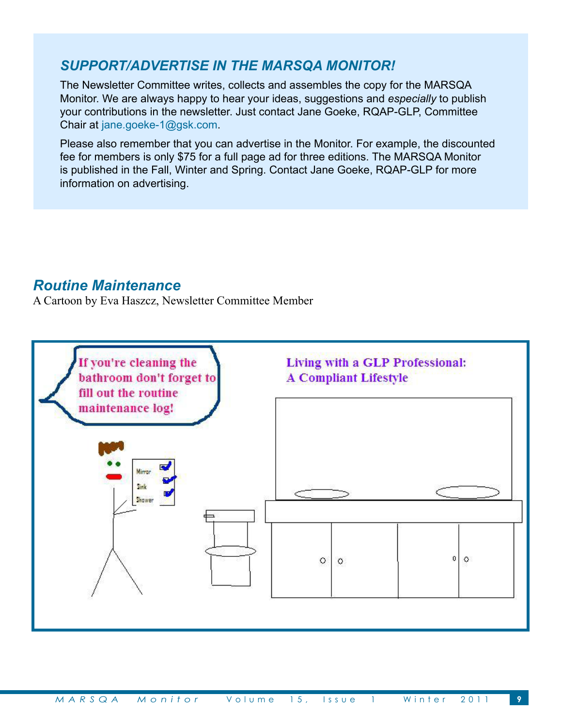## *SUPPORT/ADVERTISE IN THE MARSQA MONITOR!*

The Newsletter Committee writes, collects and assembles the copy for the MARSQA Monitor. We are always happy to hear your ideas, suggestions and *especially* to publish your contributions in the newsletter. Just contact Jane Goeke, RQAP-GLP, Committee Chair at jane.goeke-1@gsk.com.

Please also remember that you can advertise in the Monitor. For example, the discounted fee for members is only $75 for a full page ad for three editions. The MARSQA Monitor is published in the Fall, Winter and Spring. Contact Jane Goeke, RQAP-GLP for more information on advertising.

## *Routine Maintenance*

A Cartoon by Eva Haszcz, Newsletter Committee Member

If you're cleaning the bathroom don't forget to fill out the routine maintenance log!

Living with a GLP Professional: A Compliant Lifestyle

Mirror

Sink

Shower